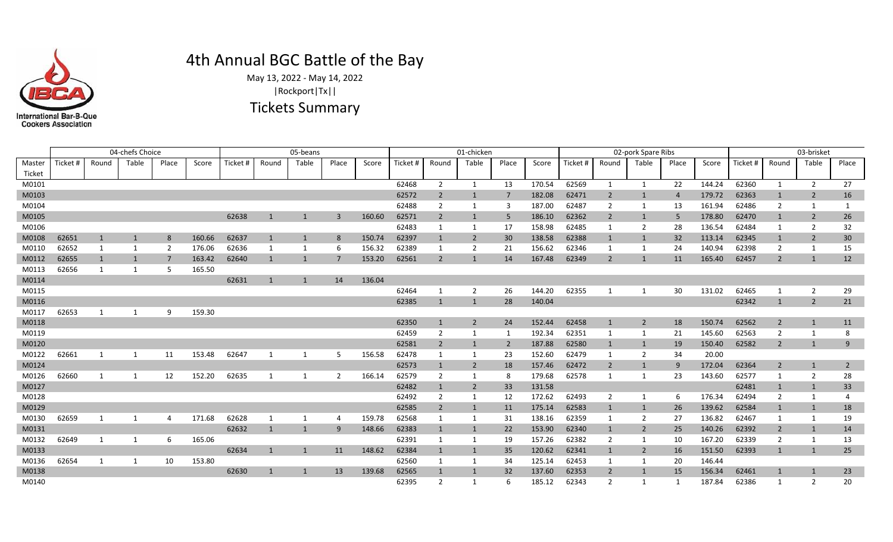# 4th Annual BGC Battle of the Bay

May 13, 2022 - May 14, 2022

|Rockport|Tx||

## Tickets Summary

| | 04-chefs Choice | | | | | 05-beans | | | | | 01-chicken | | | | | 02-pork Spare Ribs | | | | | 03-brisket | | | |
|---|---|---|---|---|---|---|---|---|---|---|---|---|---|---|---|---|---|---|---|---|---|---|---|---|
| Master Ticket | Ticket # | Round | Table | Place | Score | Ticket # | Round | Table | Place | Score | Ticket # | Round | Table | Place | Score | Ticket # | Round | Table | Place | Score | Ticket # | Round | Table | Place |
| M0101 | | | | | | | | | | | 62468 | 2 | 1 | 13 | 170.54 | 62569 | 1 | 1 | 22 | 144.24 | 62360 | 1 | 2 | 27 |
| M0103 | | | | | | | | | | | 62572 | 2 | 1 | 7 | 182.08 | 62471 | 2 | 1 | 4 | 179.72 | 62363 | 1 | 2 | 16 |
| M0104 | | | | | | | | | | | 62488 | 2 | 1 | 3 | 187.00 | 62487 | 2 | 1 | 13 | 161.94 | 62486 | 2 | 1 | 1 |
| M0105 | | | | | | 62638 | 1 | 1 | 3 | 160.60 | 62571 | 2 | 1 | 5 | 186.10 | 62362 | 2 | 1 | 5 | 178.80 | 62470 | 1 | 2 | 26 |
| M0106 | | | | | | | | | | | 62483 | 1 | 1 | 17 | 158.98 | 62485 | 1 | 2 | 28 | 136.54 | 62484 | 1 | 2 | 32 |
| M0108 | 62651 | 1 | 1 | 8 | 160.66 | 62637 | 1 | 1 | 8 | 150.74 | 62397 | 1 | 2 | 30 | 138.58 | 62388 | 1 | 1 | 32 | 113.14 | 62345 | 1 | 2 | 30 |
| M0110 | 62652 | 1 | 1 | 2 | 176.06 | 62636 | 1 | 1 | 6 | 156.32 | 62389 | 1 | 2 | 21 | 156.62 | 62346 | 1 | 1 | 24 | 140.94 | 62398 | 2 | 1 | 15 |
| M0112 | 62655 | 1 | 1 | 7 | 163.42 | 62640 | 1 | 1 | 7 | 153.20 | 62561 | 2 | 1 | 14 | 167.48 | 62349 | 2 | 1 | 11 | 165.40 | 62457 | 2 | 1 | 12 |
| M0113 | 62656 | 1 | 1 | 5 | 165.50 | | | | | | | | | | | | | | | | | | | |
| M0114 | | | | | | 62631 | 1 | 1 | 14 | 136.04 | | | | | | | | | | | | | | |
| M0115 | | | | | | | | | | | 62464 | 1 | 2 | 26 | 144.20 | 62355 | 1 | 1 | 30 | 131.02 | 62465 | 1 | 2 | 29 |
| M0116 | | | | | | | | | | | 62385 | 1 | 1 | 28 | 140.04 | | | | | | 62342 | 1 | 2 | 21 |
| M0117 | 62653 | 1 | 1 | 9 | 159.30 | | | | | | | | | | | | | | | | | | | |
| M0118 | | | | | | | | | | | 62350 | 1 | 2 | 24 | 152.44 | 62458 | 1 | 2 | 18 | 150.74 | 62562 | 2 | 1 | 11 |
| M0119 | | | | | | | | | | | 62459 | 2 | 1 | 1 | 192.34 | 62351 | 1 | 1 | 21 | 145.60 | 62563 | 2 | 1 | 8 |
| M0120 | | | | | | | | | | | 62581 | 2 | 1 | 2 | 187.88 | 62580 | 1 | 1 | 19 | 150.40 | 62582 | 2 | 1 | 9 |
| M0122 | 62661 | 1 | 1 | 11 | 153.48 | 62647 | 1 | 1 | 5 | 156.58 | 62478 | 1 | 1 | 23 | 152.60 | 62479 | 1 | 2 | 34 | 20.00 | | | | |
| M0124 | | | | | | | | | | | 62573 | 1 | 2 | 18 | 157.46 | 62472 | 2 | 1 | 9 | 172.04 | 62364 | 2 | 1 | 2 |
| M0126 | 62660 | 1 | 1 | 12 | 152.20 | 62635 | 1 | 1 | 2 | 166.14 | 62579 | 2 | 1 | 8 | 179.68 | 62578 | 1 | 1 | 23 | 143.60 | 62577 | 1 | 2 | 28 |
| M0127 | | | | | | | | | | | 62482 | 1 | 2 | 33 | 131.58 | | | | | | 62481 | 1 | 1 | 33 |
| M0128 | | | | | | | | | | | 62492 | 2 | 1 | 12 | 172.62 | 62493 | 2 | 1 | 6 | 176.34 | 62494 | 2 | 1 | 4 |
| M0129 | | | | | | | | | | | 62585 | 2 | 1 | 11 | 175.14 | 62583 | 1 | 1 | 26 | 139.62 | 62584 | 1 | 1 | 18 |
| M0130 | 62659 | 1 | 1 | 4 | 171.68 | 62628 | 1 | 1 | 4 | 159.78 | 62568 | 1 | 1 | 31 | 138.16 | 62359 | 1 | 2 | 27 | 136.82 | 62467 | 1 | 1 | 19 |
| M0131 | | | | | | 62632 | 1 | 1 | 9 | 148.66 | 62383 | 1 | 1 | 22 | 153.90 | 62340 | 1 | 2 | 25 | 140.26 | 62392 | 2 | 1 | 14 |
| M0132 | 62649 | 1 | 1 | 6 | 165.06 | | | | | | 62391 | 1 | 1 | 19 | 157.26 | 62382 | 2 | 1 | 10 | 167.20 | 62339 | 2 | 1 | 13 |
| M0133 | | | | | | 62634 | 1 | 1 | 11 | 148.62 | 62384 | 1 | 1 | 35 | 120.62 | 62341 | 1 | 2 | 16 | 151.50 | 62393 | 1 | 1 | 25 |
| M0136 | 62654 | 1 | 1 | 10 | 153.80 | | | | | | 62560 | 1 | 1 | 34 | 125.14 | 62453 | 1 | 1 | 20 | 146.44 | | | | |
| M0138 | | | | | | 62630 | 1 | 1 | 13 | 139.68 | 62565 | 1 | 1 | 32 | 137.60 | 62353 | 2 | 1 | 15 | 156.34 | 62461 | 1 | 1 | 23 |
| M0140 | | | | | | | | | | | 62395 | 2 | 1 | 6 | 185.12 | 62343 | 2 | 1 | 1 | 187.84 | 62386 | 1 | 2 | 20 |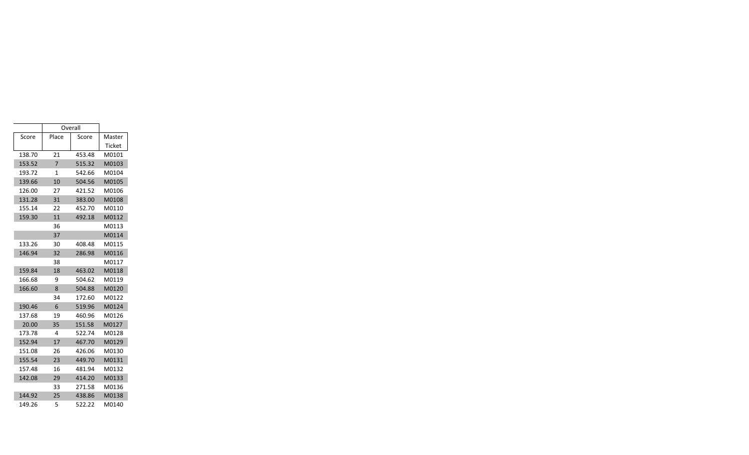| | Overall | | |
|---|---|---|---|
| Score | Place | Score | Master Ticket |
| 138.70 | 21 | 453.48 | M0101 |
| 153.52 | 7 | 515.32 | M0103 |
| 193.72 | 1 | 542.66 | M0104 |
| 139.66 | 10 | 504.56 | M0105 |
| 126.00 | 27 | 421.52 | M0106 |
| 131.28 | 31 | 383.00 | M0108 |
| 155.14 | 22 | 452.70 | M0110 |
| 159.30 | 11 | 492.18 | M0112 |
| | 36 | | M0113 |
| | 37 | | M0114 |
| 133.26 | 30 | 408.48 | M0115 |
| 146.94 | 32 | 286.98 | M0116 |
| | 38 | | M0117 |
| 159.84 | 18 | 463.02 | M0118 |
| 166.68 | 9 | 504.62 | M0119 |
| 166.60 | 8 | 504.88 | M0120 |
| | 34 | 172.60 | M0122 |
| 190.46 | 6 | 519.96 | M0124 |
| 137.68 | 19 | 460.96 | M0126 |
| 20.00 | 35 | 151.58 | M0127 |
| 173.78 | 4 | 522.74 | M0128 |
| 152.94 | 17 | 467.70 | M0129 |
| 151.08 | 26 | 426.06 | M0130 |
| 155.54 | 23 | 449.70 | M0131 |
| 157.48 | 16 | 481.94 | M0132 |
| 142.08 | 29 | 414.20 | M0133 |
| | 33 | 271.58 | M0136 |
| 144.92 | 25 | 438.86 | M0138 |
| 149.26 | 5 | 522.22 | M0140 |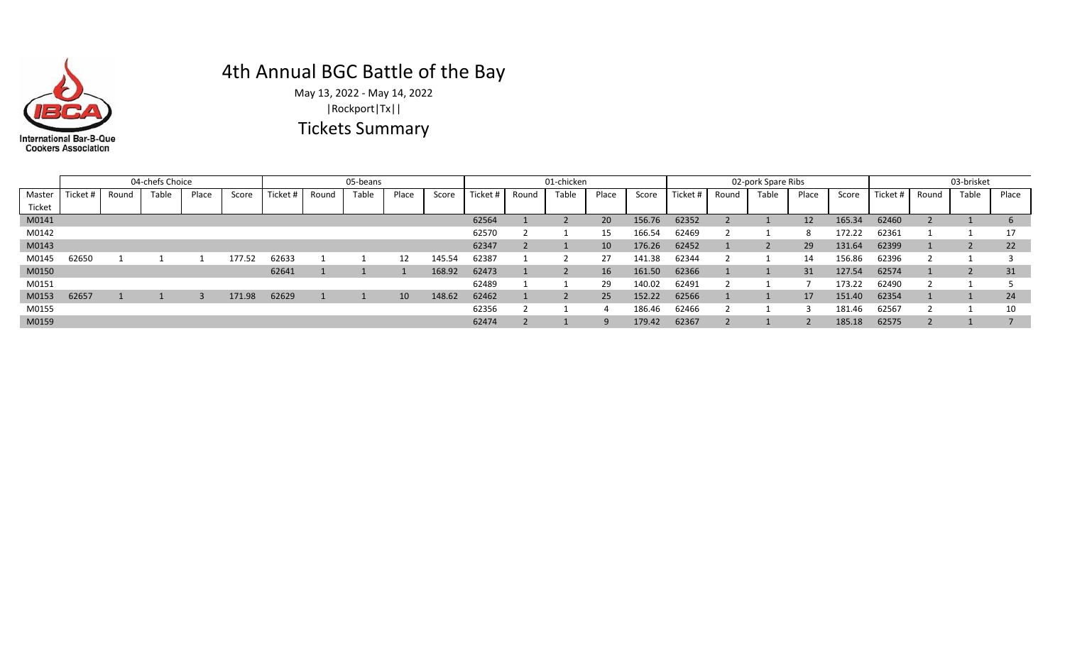# 4th Annual BGC Battle of the Bay

May 13, 2022 - May 14, 2022

|Rockport|Tx||

## Tickets Summary

| | 04-chefs Choice | | | | | 05-beans | | | | | 01-chicken | | | | | 02-pork Spare Ribs | | | | | 03-brisket | | | |
|---|---|---|---|---|---|---|---|---|---|---|---|---|---|---|---|---|---|---|---|---|---|---|---|---|
| Master Ticket | Ticket # | Round | Table | Place | Score | Ticket # | Round | Table | Place | Score | Ticket # | Round | Table | Place | Score | Ticket # | Round | Table | Place | Score | Ticket # | Round | Table | Place |
| M0141 | | | | | | | | | | | 62564 | 1 | 2 | 20 | 156.76 | 62352 | 2 | 1 | 12 | 165.34 | 62460 | 2 | 1 | 6 |
| M0142 | | | | | | | | | | | 62570 | 2 | 1 | 15 | 166.54 | 62469 | 2 | 1 | 8 | 172.22 | 62361 | 1 | 1 | 17 |
| M0143 | | | | | | | | | | | 62347 | 2 | 1 | 10 | 176.26 | 62452 | 1 | 2 | 29 | 131.64 | 62399 | 1 | 2 | 22 |
| M0145 | 62650 | 1 | 1 | 1 | 177.52 | 62633 | 1 | 1 | 12 | 145.54 | 62387 | 1 | 2 | 27 | 141.38 | 62344 | 2 | 1 | 14 | 156.86 | 62396 | 2 | 1 | 3 |
| M0150 | | | | | | 62641 | 1 | 1 | 1 | 168.92 | 62473 | 1 | 2 | 16 | 161.50 | 62366 | 1 | 1 | 31 | 127.54 | 62574 | 1 | 2 | 31 |
| M0151 | | | | | | | | | | | 62489 | 1 | 1 | 29 | 140.02 | 62491 | 2 | 1 | 7 | 173.22 | 62490 | 2 | 1 | 5 |
| M0153 | 62657 | 1 | 1 | 3 | 171.98 | 62629 | 1 | 1 | 10 | 148.62 | 62462 | 1 | 2 | 25 | 152.22 | 62566 | 1 | 1 | 17 | 151.40 | 62354 | 1 | 1 | 24 |
| M0155 | | | | | | | | | | | 62356 | 2 | 1 | 4 | 186.46 | 62466 | 2 | 1 | 3 | 181.46 | 62567 | 2 | 1 | 10 |
| M0159 | | | | | | | | | | | 62474 | 2 | 1 | 9 | 179.42 | 62367 | 2 | 1 | 2 | 185.18 | 62575 | 2 | 1 | 7 |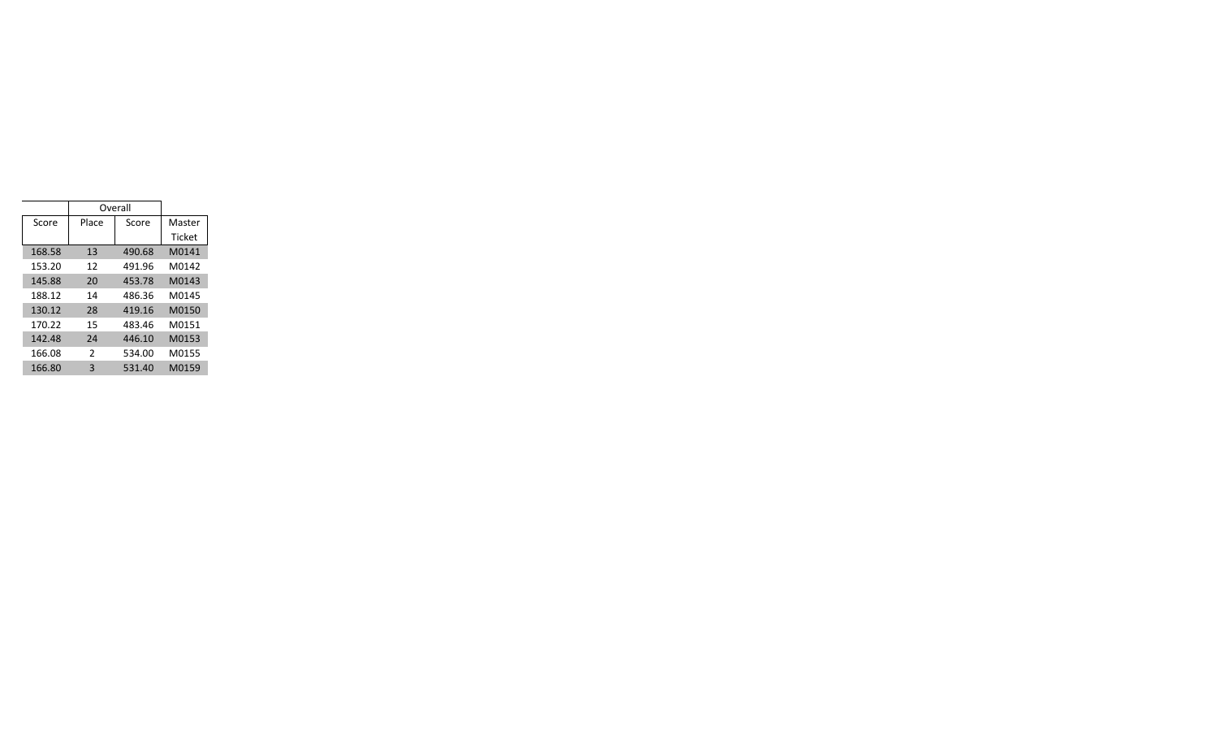| | Overall | | |
|---|---|---|---|
| Score | Place | Score | Master Ticket |
| 168.58 | 13 | 490.68 | M0141 |
| 153.20 | 12 | 491.96 | M0142 |
| 145.88 | 20 | 453.78 | M0143 |
| 188.12 | 14 | 486.36 | M0145 |
| 130.12 | 28 | 419.16 | M0150 |
| 170.22 | 15 | 483.46 | M0151 |
| 142.48 | 24 | 446.10 | M0153 |
| 166.08 | 2 | 534.00 | M0155 |
| 166.80 | 3 | 531.40 | M0159 |